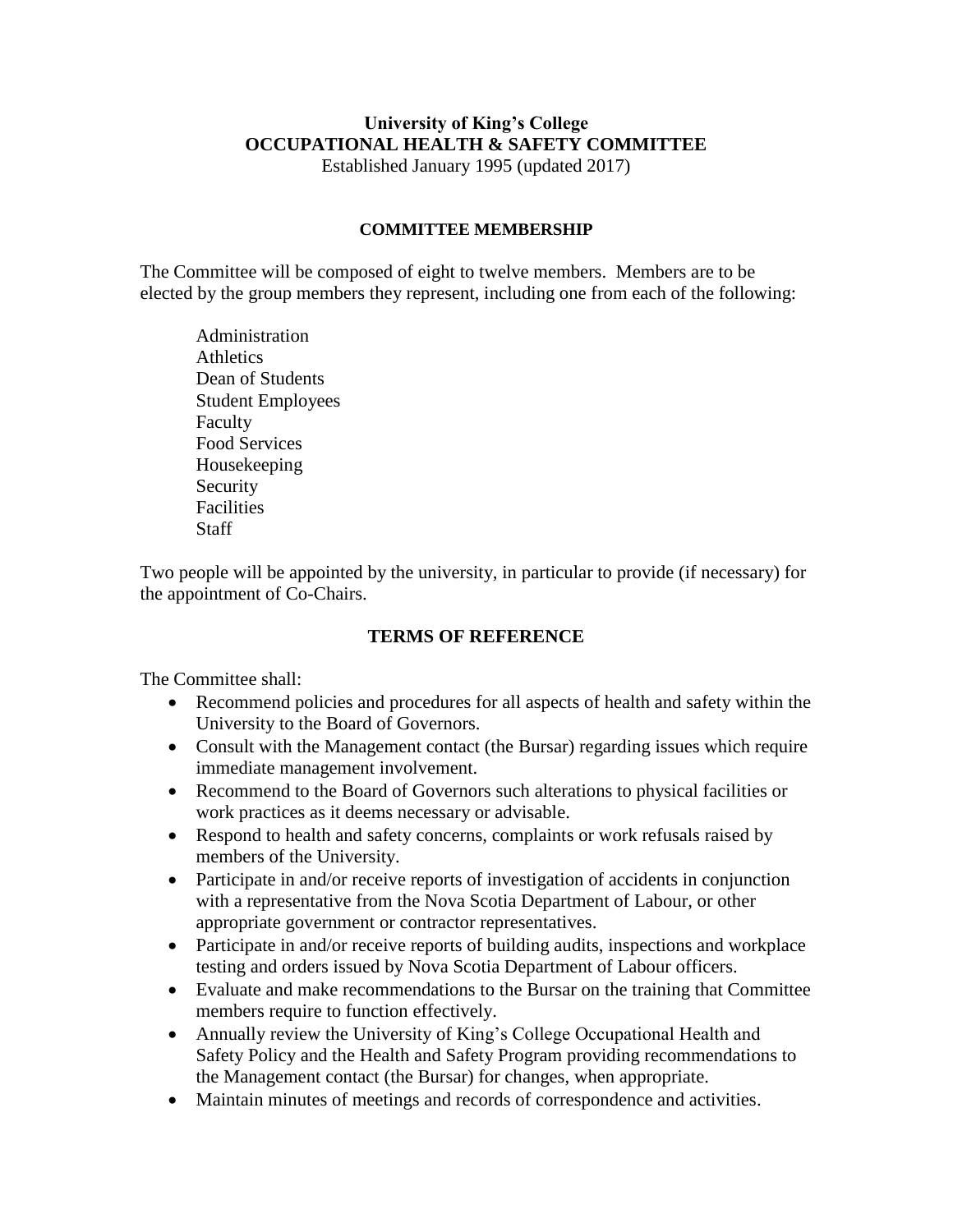# University of King's College
# OCCUPATIONAL HEALTH & SAFETY COMMITTEE

Established January 1995 (updated 2017)

## COMMITTEE MEMBERSHIP

The Committee will be composed of eight to twelve members. Members are to be elected by the group members they represent, including one from each of the following:

- Administration
- Athletics
- Dean of Students
- Student Employees
- Faculty
- Food Services
- Housekeeping
- Security
- Facilities
- Staff

Two people will be appointed by the university, in particular to provide (if necessary) for the appointment of Co-Chairs.

## TERMS OF REFERENCE

The Committee shall:

- Recommend policies and procedures for all aspects of health and safety within the University to the Board of Governors.
- Consult with the Management contact (the Bursar) regarding issues which require immediate management involvement.
- Recommend to the Board of Governors such alterations to physical facilities or work practices as it deems necessary or advisable.
- Respond to health and safety concerns, complaints or work refusals raised by members of the University.
- Participate in and/or receive reports of investigation of accidents in conjunction with a representative from the Nova Scotia Department of Labour, or other appropriate government or contractor representatives.
- Participate in and/or receive reports of building audits, inspections and workplace testing and orders issued by Nova Scotia Department of Labour officers.
- Evaluate and make recommendations to the Bursar on the training that Committee members require to function effectively.
- Annually review the University of King's College Occupational Health and Safety Policy and the Health and Safety Program providing recommendations to the Management contact (the Bursar) for changes, when appropriate.
- Maintain minutes of meetings and records of correspondence and activities.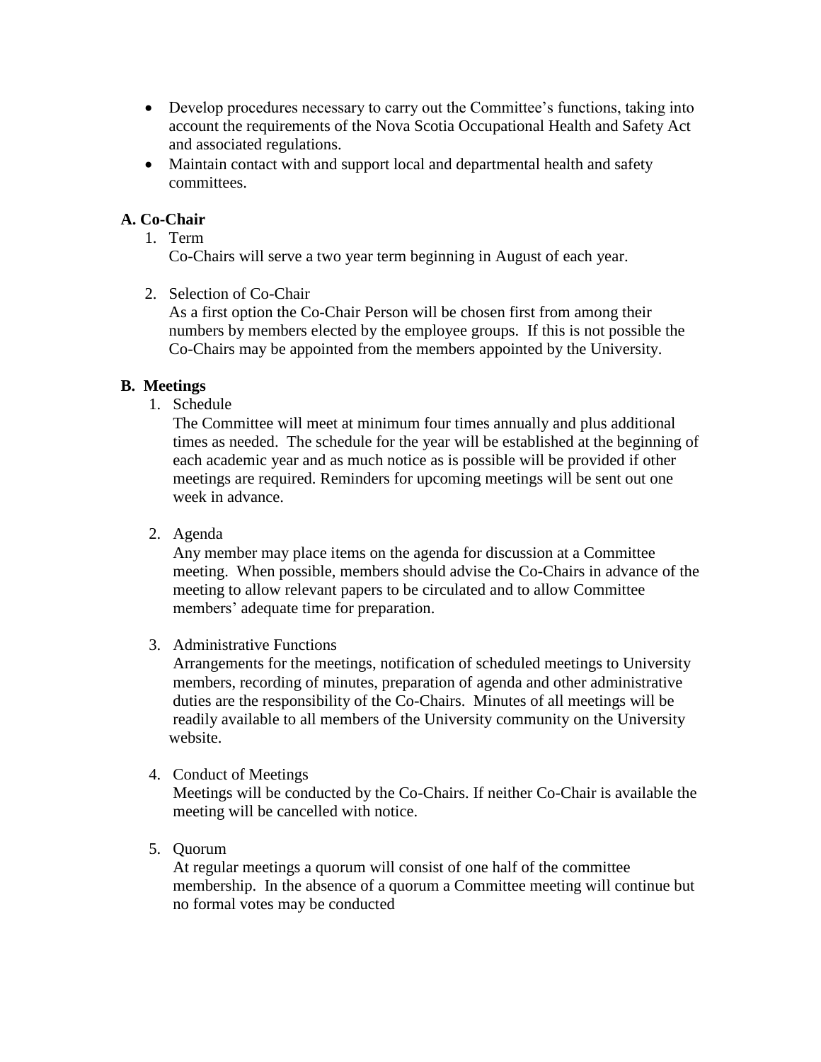- Develop procedures necessary to carry out the Committee's functions, taking into account the requirements of the Nova Scotia Occupational Health and Safety Act and associated regulations.
- Maintain contact with and support local and departmental health and safety committees.

**A. Co-Chair**

1. Term
   Co-Chairs will serve a two year term beginning in August of each year.

2. Selection of Co-Chair
   As a first option the Co-Chair Person will be chosen first from among their numbers by members elected by the employee groups. If this is not possible the Co-Chairs may be appointed from the members appointed by the University.

**B. Meetings**

1. Schedule
   The Committee will meet at minimum four times annually and plus additional times as needed. The schedule for the year will be established at the beginning of each academic year and as much notice as is possible will be provided if other meetings are required. Reminders for upcoming meetings will be sent out one week in advance.

2. Agenda
   Any member may place items on the agenda for discussion at a Committee meeting. When possible, members should advise the Co-Chairs in advance of the meeting to allow relevant papers to be circulated and to allow Committee members' adequate time for preparation.

3. Administrative Functions
   Arrangements for the meetings, notification of scheduled meetings to University members, recording of minutes, preparation of agenda and other administrative duties are the responsibility of the Co-Chairs. Minutes of all meetings will be readily available to all members of the University community on the University website.

4. Conduct of Meetings
   Meetings will be conducted by the Co-Chairs. If neither Co-Chair is available the meeting will be cancelled with notice.

5. Quorum
   At regular meetings a quorum will consist of one half of the committee membership. In the absence of a quorum a Committee meeting will continue but no formal votes may be conducted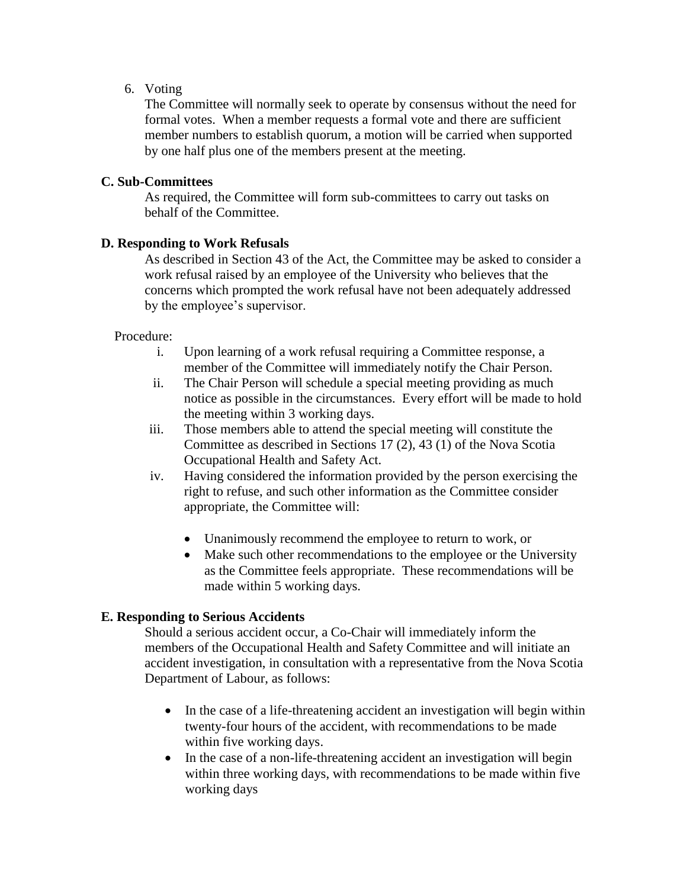6. Voting

   The Committee will normally seek to operate by consensus without the need for formal votes. When a member requests a formal vote and there are sufficient member numbers to establish quorum, a motion will be carried when supported by one half plus one of the members present at the meeting.

**C. Sub-Committees**

As required, the Committee will form sub-committees to carry out tasks on behalf of the Committee.

**D. Responding to Work Refusals**

As described in Section 43 of the Act, the Committee may be asked to consider a work refusal raised by an employee of the University who believes that the concerns which prompted the work refusal have not been adequately addressed by the employee's supervisor.

Procedure:

i. Upon learning of a work refusal requiring a Committee response, a member of the Committee will immediately notify the Chair Person.

ii. The Chair Person will schedule a special meeting providing as much notice as possible in the circumstances. Every effort will be made to hold the meeting within 3 working days.

iii. Those members able to attend the special meeting will constitute the Committee as described in Sections 17 (2), 43 (1) of the Nova Scotia Occupational Health and Safety Act.

iv. Having considered the information provided by the person exercising the right to refuse, and such other information as the Committee consider appropriate, the Committee will:

   - Unanimously recommend the employee to return to work, or
   - Make such other recommendations to the employee or the University as the Committee feels appropriate. These recommendations will be made within 5 working days.

**E. Responding to Serious Accidents**

Should a serious accident occur, a Co-Chair will immediately inform the members of the Occupational Health and Safety Committee and will initiate an accident investigation, in consultation with a representative from the Nova Scotia Department of Labour, as follows:

- In the case of a life-threatening accident an investigation will begin within twenty-four hours of the accident, with recommendations to be made within five working days.
- In the case of a non-life-threatening accident an investigation will begin within three working days, with recommendations to be made within five working days